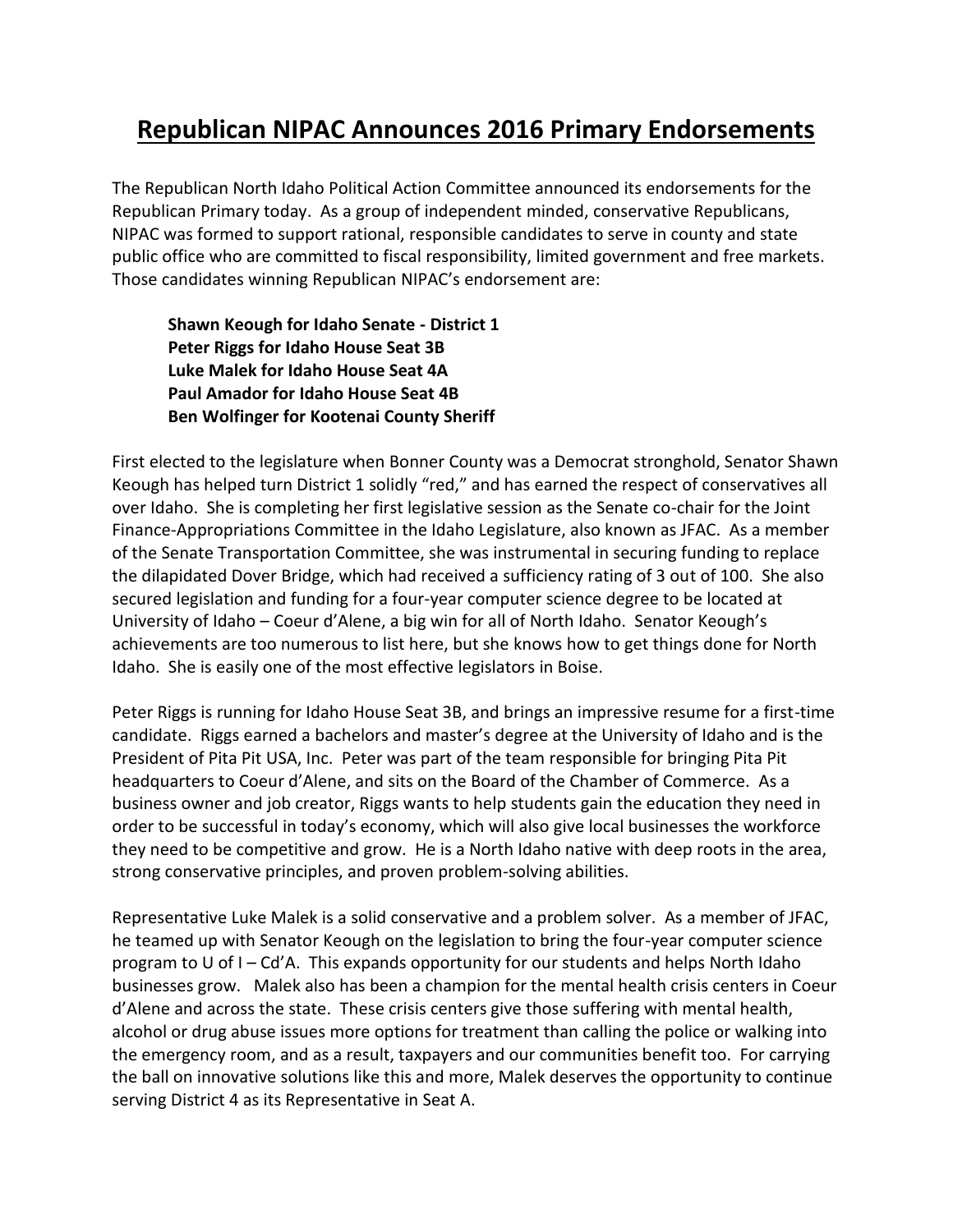# Republican NIPAC Announces 2016 Primary Endorsements

The Republican North Idaho Political Action Committee announced its endorsements for the Republican Primary today. As a group of independent minded, conservative Republicans, NIPAC was formed to support rational, responsible candidates to serve in county and state public office who are committed to fiscal responsibility, limited government and free markets. Those candidates winning Republican NIPAC's endorsement are:

**Shawn Keough for Idaho Senate - District 1**
**Peter Riggs for Idaho House Seat 3B**
**Luke Malek for Idaho House Seat 4A**
**Paul Amador for Idaho House Seat 4B**
**Ben Wolfinger for Kootenai County Sheriff**

First elected to the legislature when Bonner County was a Democrat stronghold, Senator Shawn Keough has helped turn District 1 solidly "red," and has earned the respect of conservatives all over Idaho. She is completing her first legislative session as the Senate co-chair for the Joint Finance-Appropriations Committee in the Idaho Legislature, also known as JFAC. As a member of the Senate Transportation Committee, she was instrumental in securing funding to replace the dilapidated Dover Bridge, which had received a sufficiency rating of 3 out of 100. She also secured legislation and funding for a four-year computer science degree to be located at University of Idaho – Coeur d'Alene, a big win for all of North Idaho. Senator Keough's achievements are too numerous to list here, but she knows how to get things done for North Idaho. She is easily one of the most effective legislators in Boise.

Peter Riggs is running for Idaho House Seat 3B, and brings an impressive resume for a first-time candidate. Riggs earned a bachelors and master's degree at the University of Idaho and is the President of Pita Pit USA, Inc. Peter was part of the team responsible for bringing Pita Pit headquarters to Coeur d'Alene, and sits on the Board of the Chamber of Commerce. As a business owner and job creator, Riggs wants to help students gain the education they need in order to be successful in today's economy, which will also give local businesses the workforce they need to be competitive and grow. He is a North Idaho native with deep roots in the area, strong conservative principles, and proven problem-solving abilities.

Representative Luke Malek is a solid conservative and a problem solver. As a member of JFAC, he teamed up with Senator Keough on the legislation to bring the four-year computer science program to U of I – Cd'A. This expands opportunity for our students and helps North Idaho businesses grow. Malek also has been a champion for the mental health crisis centers in Coeur d'Alene and across the state. These crisis centers give those suffering with mental health, alcohol or drug abuse issues more options for treatment than calling the police or walking into the emergency room, and as a result, taxpayers and our communities benefit too. For carrying the ball on innovative solutions like this and more, Malek deserves the opportunity to continue serving District 4 as its Representative in Seat A.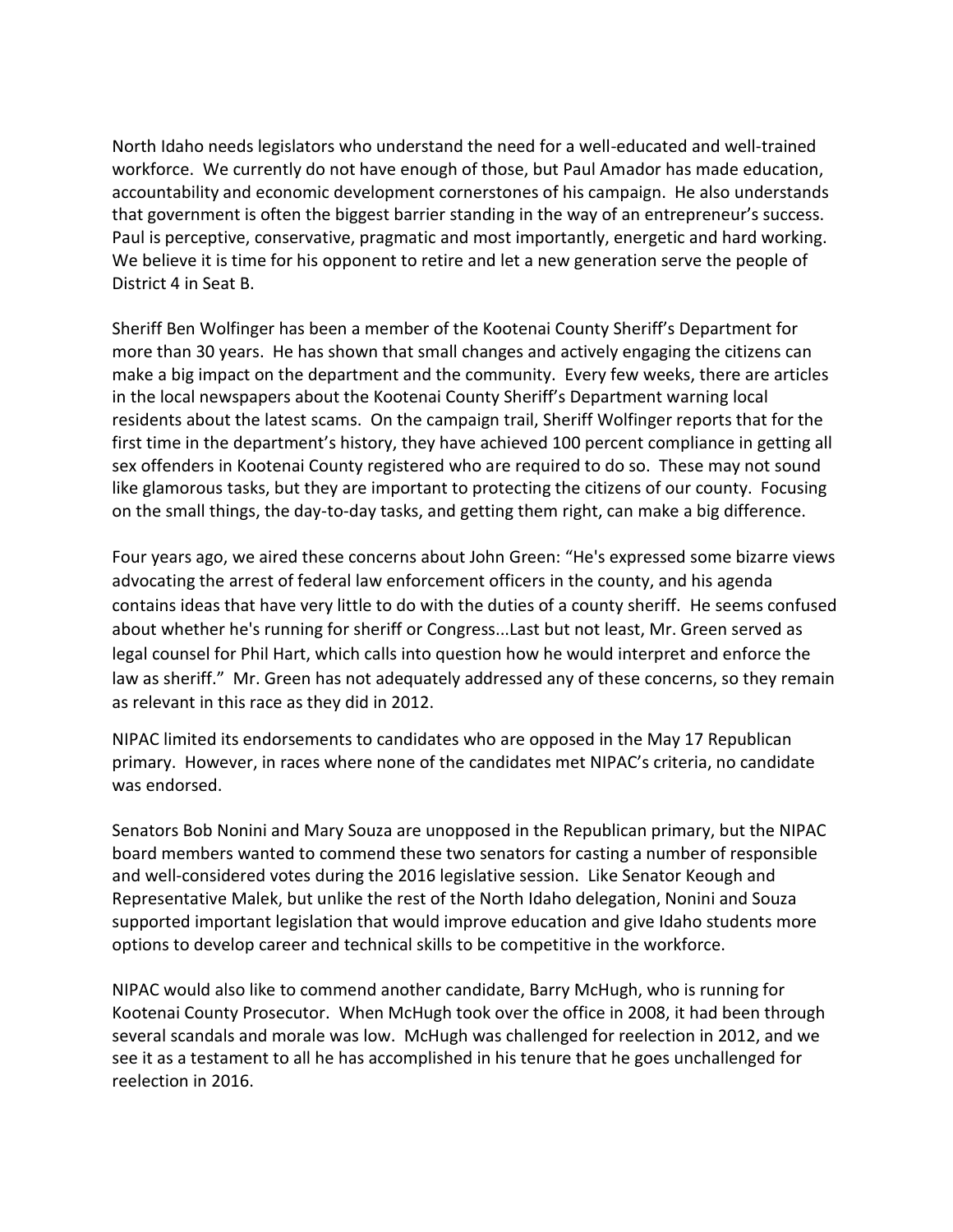North Idaho needs legislators who understand the need for a well-educated and well-trained workforce. We currently do not have enough of those, but Paul Amador has made education, accountability and economic development cornerstones of his campaign. He also understands that government is often the biggest barrier standing in the way of an entrepreneur's success. Paul is perceptive, conservative, pragmatic and most importantly, energetic and hard working. We believe it is time for his opponent to retire and let a new generation serve the people of District 4 in Seat B.

Sheriff Ben Wolfinger has been a member of the Kootenai County Sheriff's Department for more than 30 years. He has shown that small changes and actively engaging the citizens can make a big impact on the department and the community. Every few weeks, there are articles in the local newspapers about the Kootenai County Sheriff's Department warning local residents about the latest scams. On the campaign trail, Sheriff Wolfinger reports that for the first time in the department's history, they have achieved 100 percent compliance in getting all sex offenders in Kootenai County registered who are required to do so. These may not sound like glamorous tasks, but they are important to protecting the citizens of our county. Focusing on the small things, the day-to-day tasks, and getting them right, can make a big difference.

Four years ago, we aired these concerns about John Green: "He's expressed some bizarre views advocating the arrest of federal law enforcement officers in the county, and his agenda contains ideas that have very little to do with the duties of a county sheriff. He seems confused about whether he's running for sheriff or Congress...Last but not least, Mr. Green served as legal counsel for Phil Hart, which calls into question how he would interpret and enforce the law as sheriff." Mr. Green has not adequately addressed any of these concerns, so they remain as relevant in this race as they did in 2012.

NIPAC limited its endorsements to candidates who are opposed in the May 17 Republican primary. However, in races where none of the candidates met NIPAC's criteria, no candidate was endorsed.

Senators Bob Nonini and Mary Souza are unopposed in the Republican primary, but the NIPAC board members wanted to commend these two senators for casting a number of responsible and well-considered votes during the 2016 legislative session. Like Senator Keough and Representative Malek, but unlike the rest of the North Idaho delegation, Nonini and Souza supported important legislation that would improve education and give Idaho students more options to develop career and technical skills to be competitive in the workforce.

NIPAC would also like to commend another candidate, Barry McHugh, who is running for Kootenai County Prosecutor. When McHugh took over the office in 2008, it had been through several scandals and morale was low. McHugh was challenged for reelection in 2012, and we see it as a testament to all he has accomplished in his tenure that he goes unchallenged for reelection in 2016.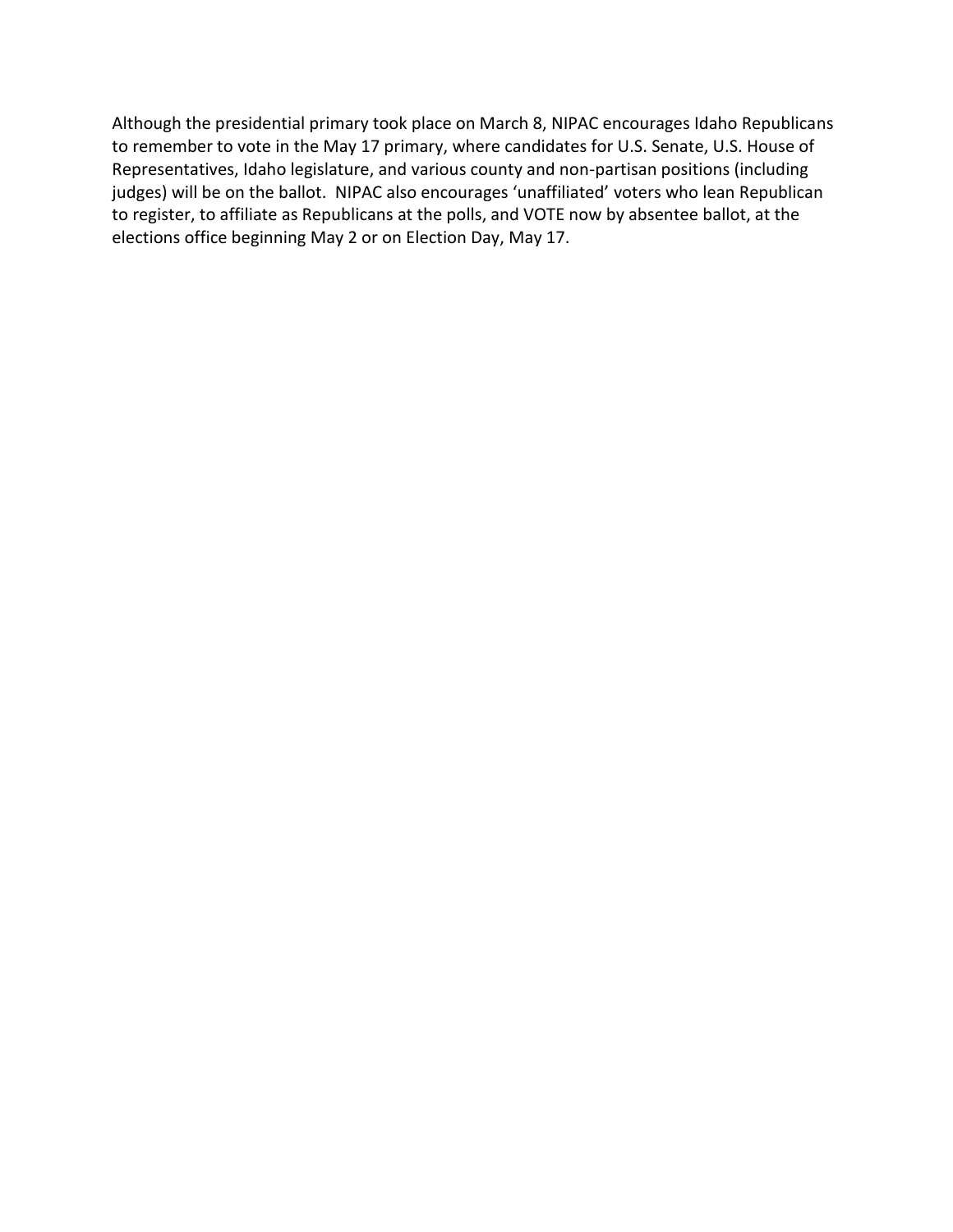Although the presidential primary took place on March 8, NIPAC encourages Idaho Republicans to remember to vote in the May 17 primary, where candidates for U.S. Senate, U.S. House of Representatives, Idaho legislature, and various county and non-partisan positions (including judges) will be on the ballot. NIPAC also encourages 'unaffiliated' voters who lean Republican to register, to affiliate as Republicans at the polls, and VOTE now by absentee ballot, at the elections office beginning May 2 or on Election Day, May 17.